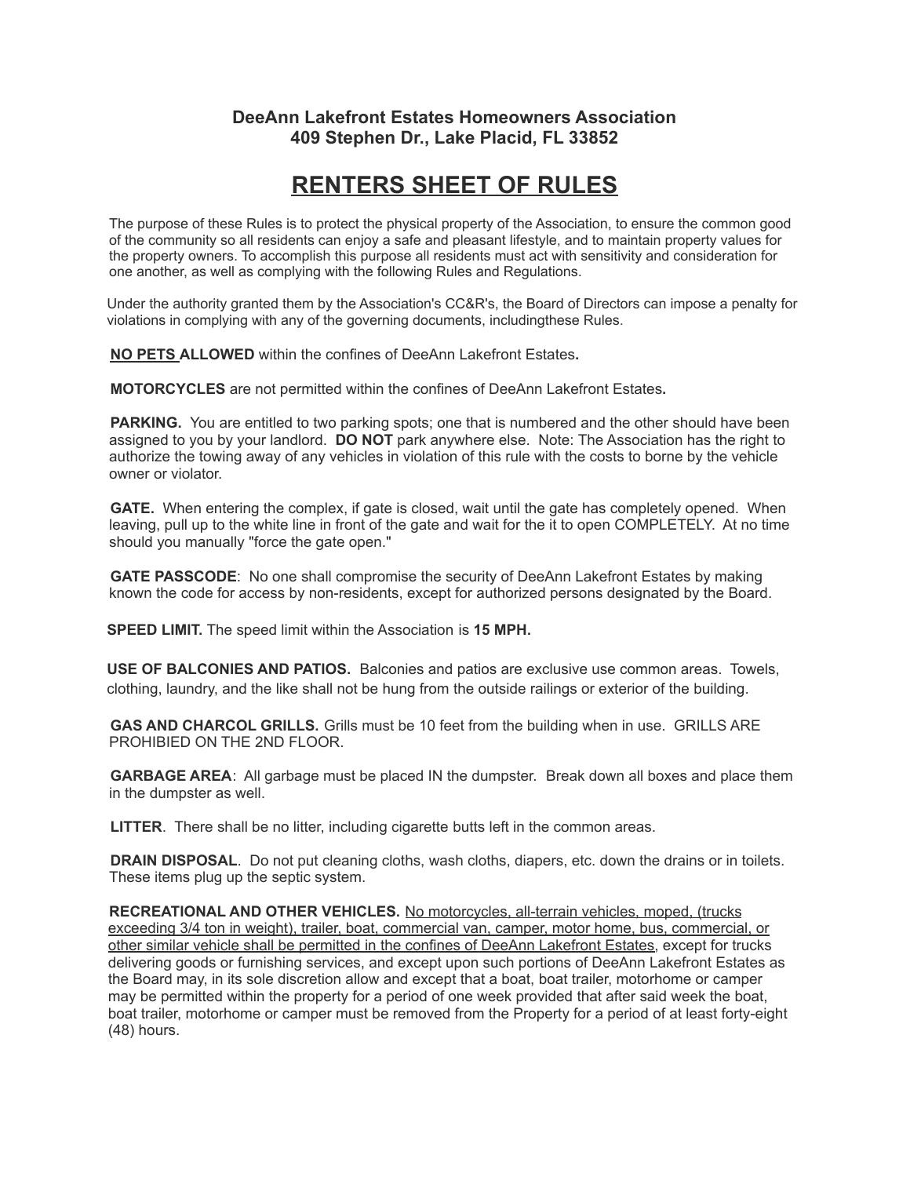**DeeAnn Lakefront Estates Homeowners Association**
**409 Stephen Dr., Lake Placid, FL 33852**

# RENTERS SHEET OF RULES

The purpose of these Rules is to protect the physical property of the Association, to ensure the common good of the community so all residents can enjoy a safe and pleasant lifestyle, and to maintain property values for the property owners. To accomplish this purpose all residents must act with sensitivity and consideration for one another, as well as complying with the following Rules and Regulations.

Under the authority granted them by the Association's CC&R's, the Board of Directors can impose a penalty for violations in complying with any of the governing documents, includingthese Rules.

**NO PETS ALLOWED** within the confines of DeeAnn Lakefront Estates**.**

**MOTORCYCLES** are not permitted within the confines of DeeAnn Lakefront Estates**.**

**PARKING.** You are entitled to two parking spots; one that is numbered and the other should have been assigned to you by your landlord. **DO NOT** park anywhere else. Note: The Association has the right to authorize the towing away of any vehicles in violation of this rule with the costs to borne by the vehicle owner or violator.

**GATE.** When entering the complex, if gate is closed, wait until the gate has completely opened. When leaving, pull up to the white line in front of the gate and wait for the it to open COMPLETELY. At no time should you manually "force the gate open."

**GATE PASSCODE**: No one shall compromise the security of DeeAnn Lakefront Estates by making known the code for access by non-residents, except for authorized persons designated by the Board.

**SPEED LIMIT.** The speed limit within the Association is **15 MPH.**

**USE OF BALCONIES AND PATIOS.** Balconies and patios are exclusive use common areas. Towels, clothing, laundry, and the like shall not be hung from the outside railings or exterior of the building.

**GAS AND CHARCOL GRILLS.** Grills must be 10 feet from the building when in use. GRILLS ARE PROHIBIED ON THE 2ND FLOOR.

**GARBAGE AREA**: All garbage must be placed IN the dumpster. Break down all boxes and place them in the dumpster as well.

**LITTER**. There shall be no litter, including cigarette butts left in the common areas.

**DRAIN DISPOSAL**. Do not put cleaning cloths, wash cloths, diapers, etc. down the drains or in toilets. These items plug up the septic system.

**RECREATIONAL AND OTHER VEHICLES.** No motorcycles, all-terrain vehicles, moped, (trucks exceeding 3/4 ton in weight), trailer, boat, commercial van, camper, motor home, bus, commercial, or other similar vehicle shall be permitted in the confines of DeeAnn Lakefront Estates, except for trucks delivering goods or furnishing services, and except upon such portions of DeeAnn Lakefront Estates as the Board may, in its sole discretion allow and except that a boat, boat trailer, motorhome or camper may be permitted within the property for a period of one week provided that after said week the boat, boat trailer, motorhome or camper must be removed from the Property for a period of at least forty-eight (48) hours.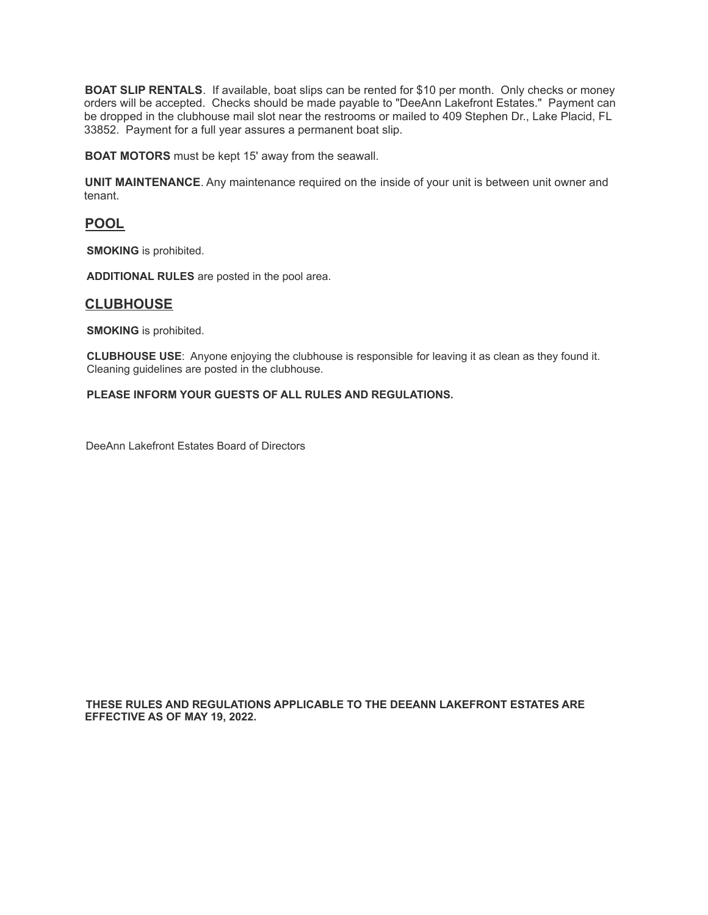**BOAT SLIP RENTALS**. If available, boat slips can be rented for $10 per month. Only checks or money orders will be accepted. Checks should be made payable to "DeeAnn Lakefront Estates." Payment can be dropped in the clubhouse mail slot near the restrooms or mailed to 409 Stephen Dr., Lake Placid, FL 33852. Payment for a full year assures a permanent boat slip.

**BOAT MOTORS** must be kept 15' away from the seawall.

**UNIT MAINTENANCE**. Any maintenance required on the inside of your unit is between unit owner and tenant.

## POOL

**SMOKING** is prohibited.

**ADDITIONAL RULES** are posted in the pool area.

## CLUBHOUSE

**SMOKING** is prohibited.

**CLUBHOUSE USE**: Anyone enjoying the clubhouse is responsible for leaving it as clean as they found it. Cleaning guidelines are posted in the clubhouse.

**PLEASE INFORM YOUR GUESTS OF ALL RULES AND REGULATIONS.**

DeeAnn Lakefront Estates Board of Directors

**THESE RULES AND REGULATIONS APPLICABLE TO THE DEEANN LAKEFRONT ESTATES ARE EFFECTIVE AS OF MAY 19, 2022.**